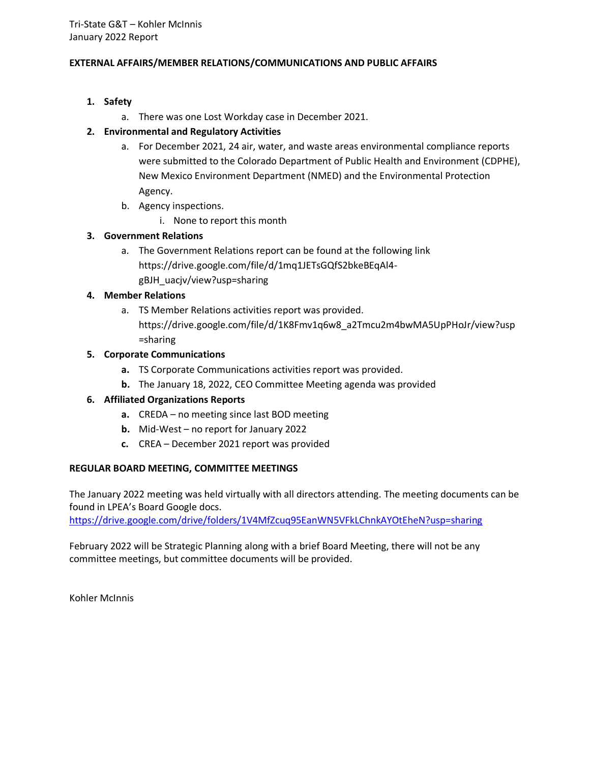Tri-State G&T – Kohler McInnis
January 2022 Report

**EXTERNAL AFFAIRS/MEMBER RELATIONS/COMMUNICATIONS AND PUBLIC AFFAIRS**

1. **Safety**
    a. There was one Lost Workday case in December 2021.
2. **Environmental and Regulatory Activities**
    a. For December 2021, 24 air, water, and waste areas environmental compliance reports were submitted to the Colorado Department of Public Health and Environment (CDPHE), New Mexico Environment Department (NMED) and the Environmental Protection Agency.
    b. Agency inspections.
        i. None to report this month
3. **Government Relations**
    a. The Government Relations report can be found at the following link https://drive.google.com/file/d/1mq1JETsGQfS2bkeBEqAl4-gBJH_uacjv/view?usp=sharing
4. **Member Relations**
    a. TS Member Relations activities report was provided. https://drive.google.com/file/d/1K8Fmv1q6w8_a2Tmcu2m4bwMA5UpPHoJr/view?usp=sharing
5. **Corporate Communications**
    **a.** TS Corporate Communications activities report was provided.
    **b.** The January 18, 2022, CEO Committee Meeting agenda was provided
6. **Affiliated Organizations Reports**
    **a.** CREDA – no meeting since last BOD meeting
    **b.** Mid-West – no report for January 2022
    **c.** CREA – December 2021 report was provided

**REGULAR BOARD MEETING, COMMITTEE MEETINGS**

The January 2022 meeting was held virtually with all directors attending. The meeting documents can be found in LPEA's Board Google docs.
https://drive.google.com/drive/folders/1V4MfZcuq95EanWN5VFkLChnkAYOtEheN?usp=sharing

February 2022 will be Strategic Planning along with a brief Board Meeting, there will not be any committee meetings, but committee documents will be provided.

Kohler McInnis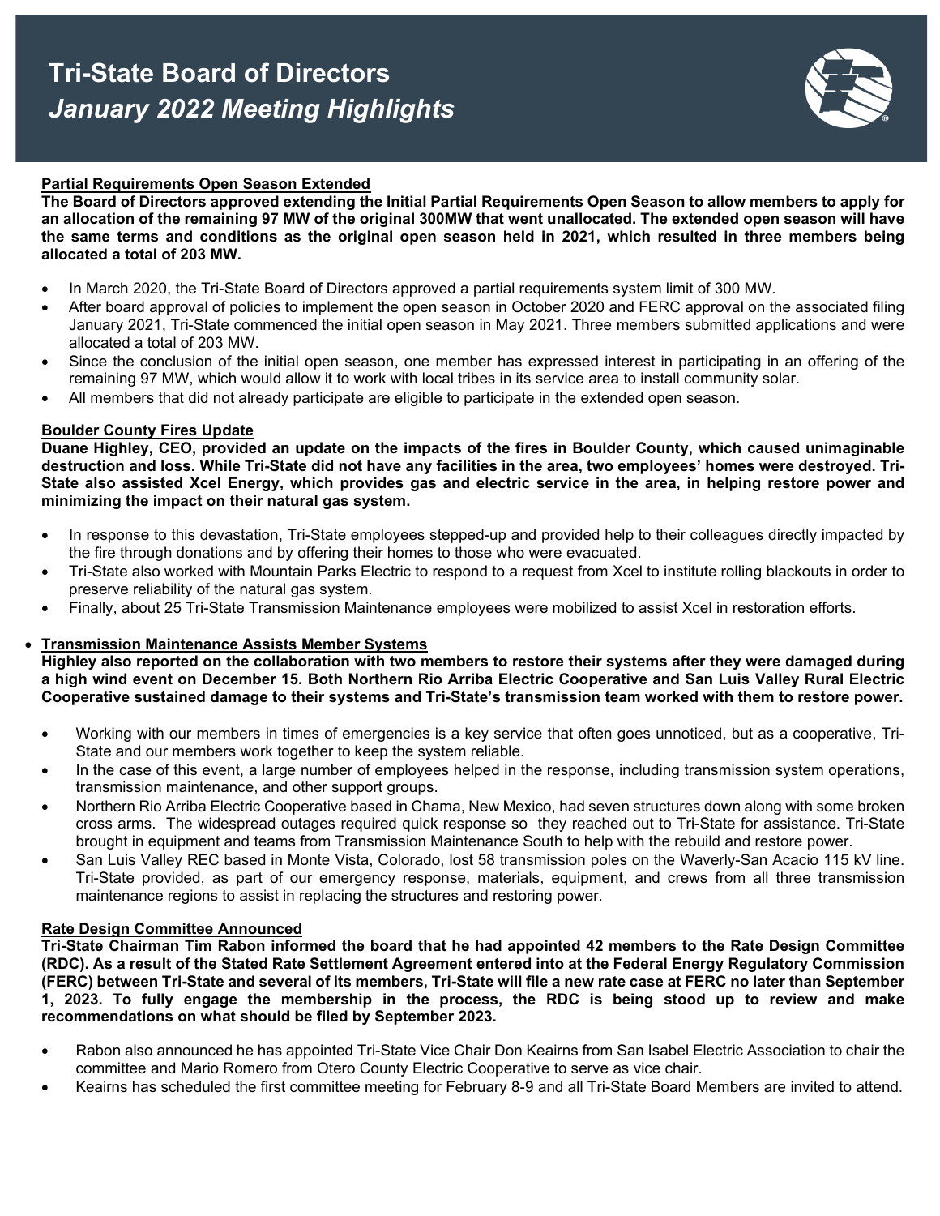# Tri-State Board of Directors

## *January 2022 Meeting Highlights*

### Partial Requirements Open Season Extended

**The Board of Directors approved extending the Initial Partial Requirements Open Season to allow members to apply for an allocation of the remaining 97 MW of the original 300MW that went unallocated. The extended open season will have the same terms and conditions as the original open season held in 2021, which resulted in three members being allocated a total of 203 MW.**

- In March 2020, the Tri-State Board of Directors approved a partial requirements system limit of 300 MW.
- After board approval of policies to implement the open season in October 2020 and FERC approval on the associated filing January 2021, Tri-State commenced the initial open season in May 2021. Three members submitted applications and were allocated a total of 203 MW.
- Since the conclusion of the initial open season, one member has expressed interest in participating in an offering of the remaining 97 MW, which would allow it to work with local tribes in its service area to install community solar.
- All members that did not already participate are eligible to participate in the extended open season.

### Boulder County Fires Update

**Duane Highley, CEO, provided an update on the impacts of the fires in Boulder County, which caused unimaginable destruction and loss. While Tri-State did not have any facilities in the area, two employees' homes were destroyed. Tri-State also assisted Xcel Energy, which provides gas and electric service in the area, in helping restore power and minimizing the impact on their natural gas system.**

- In response to this devastation, Tri-State employees stepped-up and provided help to their colleagues directly impacted by the fire through donations and by offering their homes to those who were evacuated.
- Tri-State also worked with Mountain Parks Electric to respond to a request from Xcel to institute rolling blackouts in order to preserve reliability of the natural gas system.
- Finally, about 25 Tri-State Transmission Maintenance employees were mobilized to assist Xcel in restoration efforts.

### Transmission Maintenance Assists Member Systems

**Highley also reported on the collaboration with two members to restore their systems after they were damaged during a high wind event on December 15. Both Northern Rio Arriba Electric Cooperative and San Luis Valley Rural Electric Cooperative sustained damage to their systems and Tri-State's transmission team worked with them to restore power.**

- Working with our members in times of emergencies is a key service that often goes unnoticed, but as a cooperative, Tri-State and our members work together to keep the system reliable.
- In the case of this event, a large number of employees helped in the response, including transmission system operations, transmission maintenance, and other support groups.
- Northern Rio Arriba Electric Cooperative based in Chama, New Mexico, had seven structures down along with some broken cross arms. The widespread outages required quick response so they reached out to Tri-State for assistance. Tri-State brought in equipment and teams from Transmission Maintenance South to help with the rebuild and restore power.
- San Luis Valley REC based in Monte Vista, Colorado, lost 58 transmission poles on the Waverly-San Acacio 115 kV line. Tri-State provided, as part of our emergency response, materials, equipment, and crews from all three transmission maintenance regions to assist in replacing the structures and restoring power.

### Rate Design Committee Announced

**Tri-State Chairman Tim Rabon informed the board that he had appointed 42 members to the Rate Design Committee (RDC). As a result of the Stated Rate Settlement Agreement entered into at the Federal Energy Regulatory Commission (FERC) between Tri-State and several of its members, Tri-State will file a new rate case at FERC no later than September 1, 2023. To fully engage the membership in the process, the RDC is being stood up to review and make recommendations on what should be filed by September 2023.**

- Rabon also announced he has appointed Tri-State Vice Chair Don Keairns from San Isabel Electric Association to chair the committee and Mario Romero from Otero County Electric Cooperative to serve as vice chair.
- Keairns has scheduled the first committee meeting for February 8-9 and all Tri-State Board Members are invited to attend.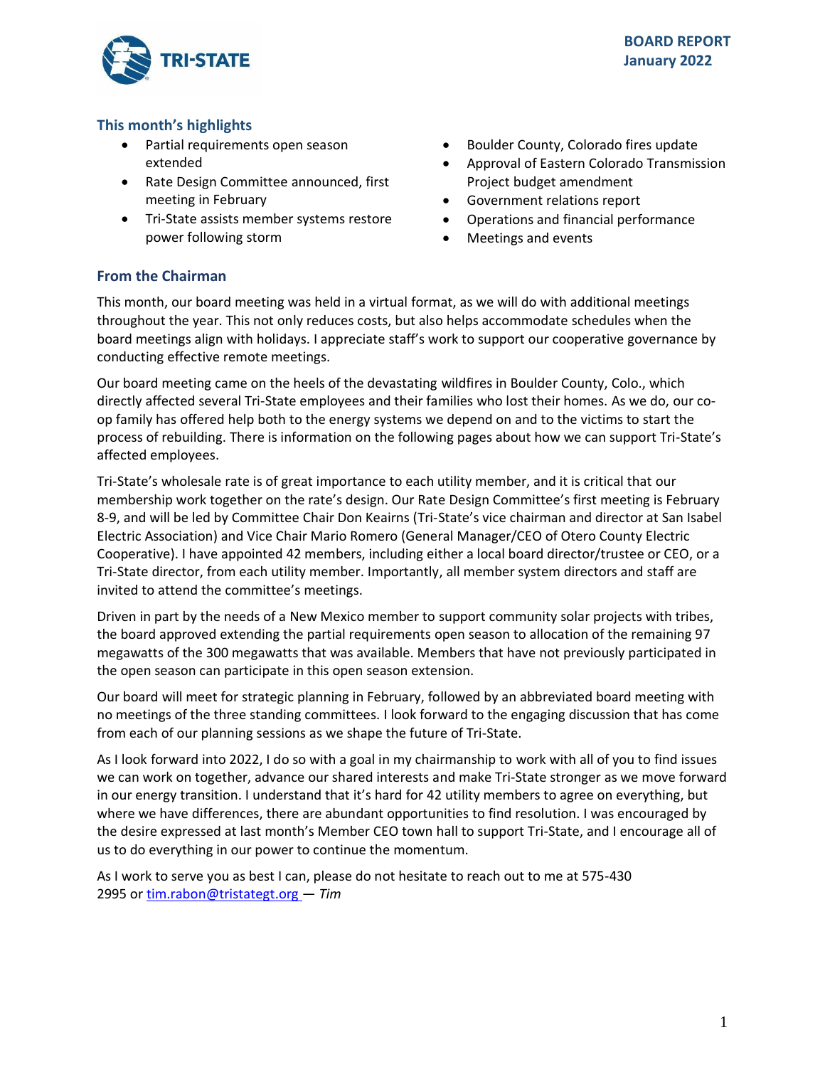**BOARD REPORT**
**January 2022**

## This month's highlights

- Partial requirements open season extended
- Rate Design Committee announced, first meeting in February
- Tri-State assists member systems restore power following storm
- Boulder County, Colorado fires update
- Approval of Eastern Colorado Transmission Project budget amendment
- Government relations report
- Operations and financial performance
- Meetings and events

## From the Chairman

This month, our board meeting was held in a virtual format, as we will do with additional meetings throughout the year. This not only reduces costs, but also helps accommodate schedules when the board meetings align with holidays. I appreciate staff's work to support our cooperative governance by conducting effective remote meetings.

Our board meeting came on the heels of the devastating wildfires in Boulder County, Colo., which directly affected several Tri-State employees and their families who lost their homes. As we do, our co-op family has offered help both to the energy systems we depend on and to the victims to start the process of rebuilding. There is information on the following pages about how we can support Tri-State's affected employees.

Tri-State's wholesale rate is of great importance to each utility member, and it is critical that our membership work together on the rate's design. Our Rate Design Committee's first meeting is February 8-9, and will be led by Committee Chair Don Keairns (Tri-State's vice chairman and director at San Isabel Electric Association) and Vice Chair Mario Romero (General Manager/CEO of Otero County Electric Cooperative). I have appointed 42 members, including either a local board director/trustee or CEO, or a Tri-State director, from each utility member. Importantly, all member system directors and staff are invited to attend the committee's meetings.

Driven in part by the needs of a New Mexico member to support community solar projects with tribes, the board approved extending the partial requirements open season to allocation of the remaining 97 megawatts of the 300 megawatts that was available. Members that have not previously participated in the open season can participate in this open season extension.

Our board will meet for strategic planning in February, followed by an abbreviated board meeting with no meetings of the three standing committees. I look forward to the engaging discussion that has come from each of our planning sessions as we shape the future of Tri-State.

As I look forward into 2022, I do so with a goal in my chairmanship to work with all of you to find issues we can work on together, advance our shared interests and make Tri-State stronger as we move forward in our energy transition. I understand that it's hard for 42 utility members to agree on everything, but where we have differences, there are abundant opportunities to find resolution. I was encouraged by the desire expressed at last month's Member CEO town hall to support Tri-State, and I encourage all of us to do everything in our power to continue the momentum.

As I work to serve you as best I can, please do not hesitate to reach out to me at 575-430 2995 or tim.rabon@tristategt.org — *Tim*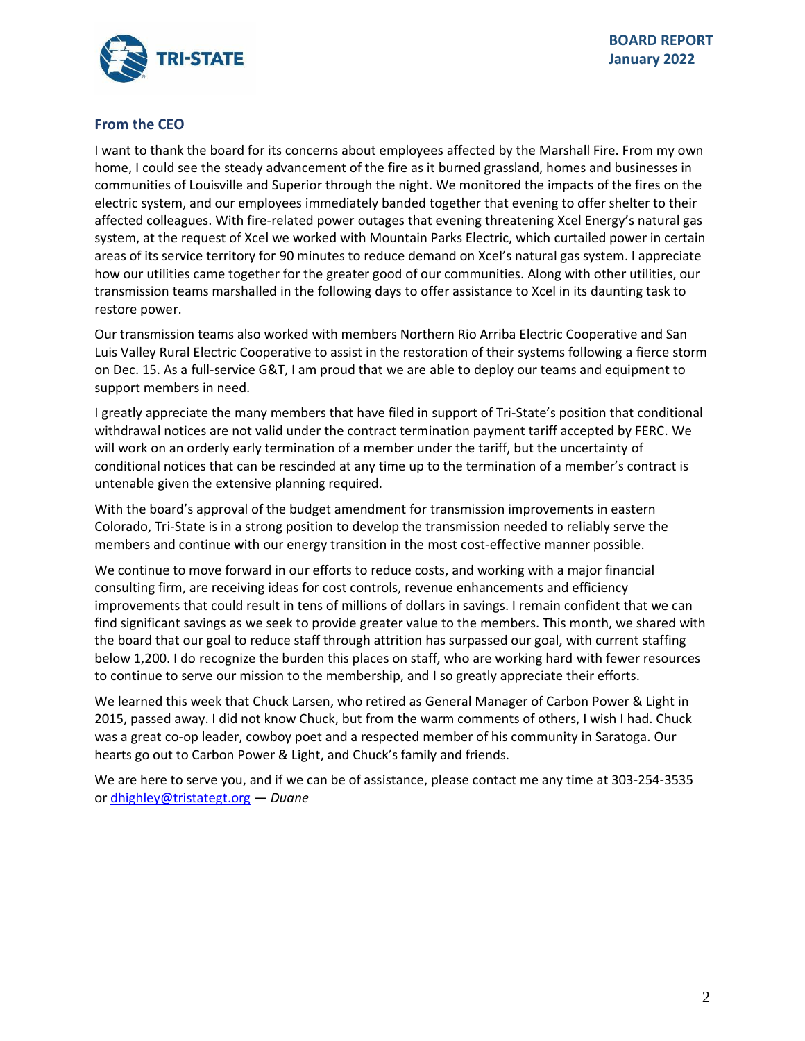## From the CEO

I want to thank the board for its concerns about employees affected by the Marshall Fire. From my own home, I could see the steady advancement of the fire as it burned grassland, homes and businesses in communities of Louisville and Superior through the night. We monitored the impacts of the fires on the electric system, and our employees immediately banded together that evening to offer shelter to their affected colleagues. With fire-related power outages that evening threatening Xcel Energy's natural gas system, at the request of Xcel we worked with Mountain Parks Electric, which curtailed power in certain areas of its service territory for 90 minutes to reduce demand on Xcel's natural gas system. I appreciate how our utilities came together for the greater good of our communities. Along with other utilities, our transmission teams marshalled in the following days to offer assistance to Xcel in its daunting task to restore power.

Our transmission teams also worked with members Northern Rio Arriba Electric Cooperative and San Luis Valley Rural Electric Cooperative to assist in the restoration of their systems following a fierce storm on Dec. 15. As a full-service G&T, I am proud that we are able to deploy our teams and equipment to support members in need.

I greatly appreciate the many members that have filed in support of Tri-State's position that conditional withdrawal notices are not valid under the contract termination payment tariff accepted by FERC. We will work on an orderly early termination of a member under the tariff, but the uncertainty of conditional notices that can be rescinded at any time up to the termination of a member's contract is untenable given the extensive planning required.

With the board's approval of the budget amendment for transmission improvements in eastern Colorado, Tri-State is in a strong position to develop the transmission needed to reliably serve the members and continue with our energy transition in the most cost-effective manner possible.

We continue to move forward in our efforts to reduce costs, and working with a major financial consulting firm, are receiving ideas for cost controls, revenue enhancements and efficiency improvements that could result in tens of millions of dollars in savings. I remain confident that we can find significant savings as we seek to provide greater value to the members. This month, we shared with the board that our goal to reduce staff through attrition has surpassed our goal, with current staffing below 1,200. I do recognize the burden this places on staff, who are working hard with fewer resources to continue to serve our mission to the membership, and I so greatly appreciate their efforts.

We learned this week that Chuck Larsen, who retired as General Manager of Carbon Power & Light in 2015, passed away. I did not know Chuck, but from the warm comments of others, I wish I had. Chuck was a great co-op leader, cowboy poet and a respected member of his community in Saratoga. Our hearts go out to Carbon Power & Light, and Chuck's family and friends.

We are here to serve you, and if we can be of assistance, please contact me any time at 303-254-3535 or dhighley@tristategt.org — *Duane*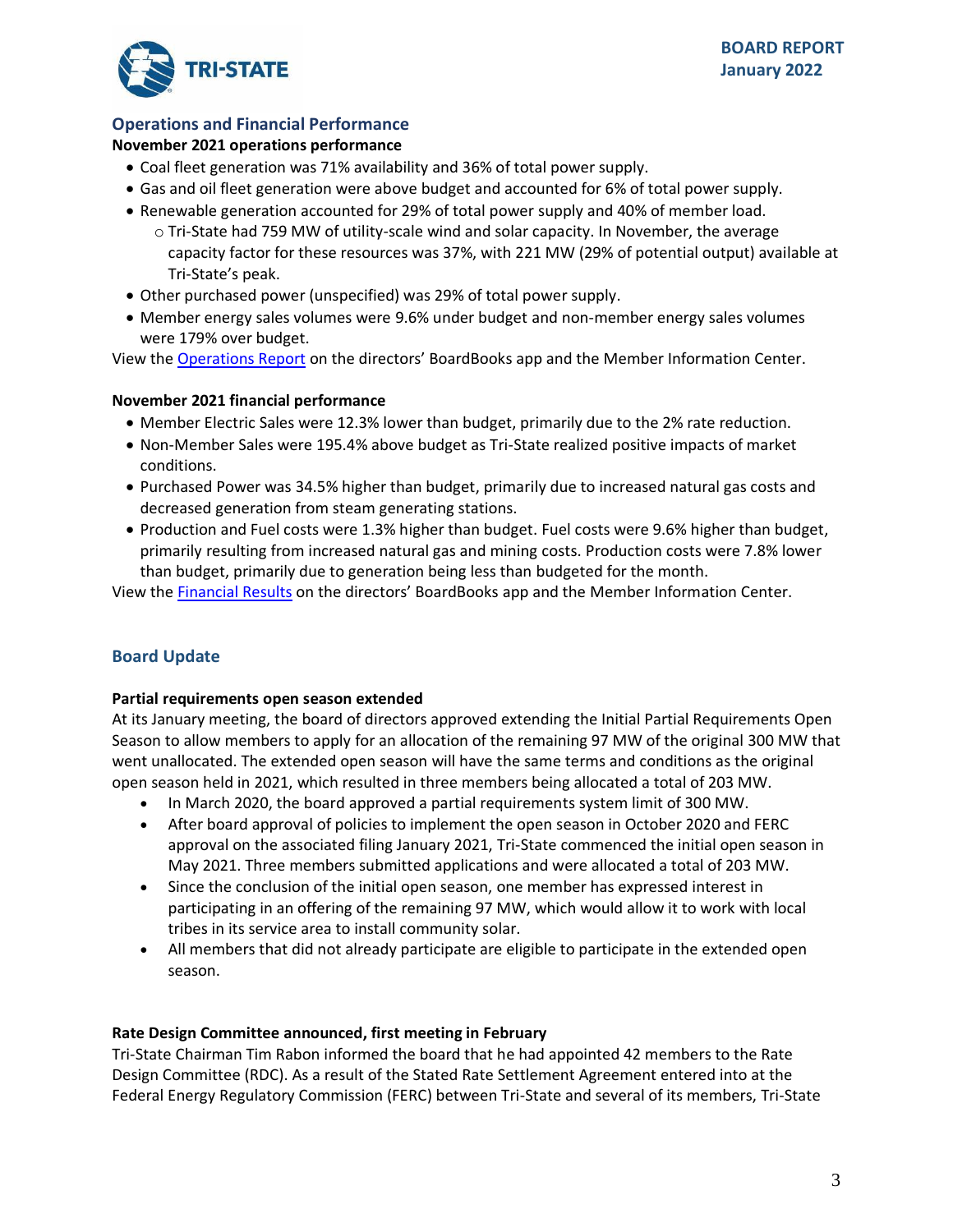## Operations and Financial Performance

**November 2021 operations performance**

- Coal fleet generation was 71% availability and 36% of total power supply.
- Gas and oil fleet generation were above budget and accounted for 6% of total power supply.
- Renewable generation accounted for 29% of total power supply and 40% of member load.
  - Tri-State had 759 MW of utility-scale wind and solar capacity. In November, the average capacity factor for these resources was 37%, with 221 MW (29% of potential output) available at Tri-State's peak.
- Other purchased power (unspecified) was 29% of total power supply.
- Member energy sales volumes were 9.6% under budget and non-member energy sales volumes were 179% over budget.

View the Operations Report on the directors' BoardBooks app and the Member Information Center.

**November 2021 financial performance**

- Member Electric Sales were 12.3% lower than budget, primarily due to the 2% rate reduction.
- Non-Member Sales were 195.4% above budget as Tri-State realized positive impacts of market conditions.
- Purchased Power was 34.5% higher than budget, primarily due to increased natural gas costs and decreased generation from steam generating stations.
- Production and Fuel costs were 1.3% higher than budget. Fuel costs were 9.6% higher than budget, primarily resulting from increased natural gas and mining costs. Production costs were 7.8% lower than budget, primarily due to generation being less than budgeted for the month.

View the Financial Results on the directors' BoardBooks app and the Member Information Center.

## Board Update

**Partial requirements open season extended**

At its January meeting, the board of directors approved extending the Initial Partial Requirements Open Season to allow members to apply for an allocation of the remaining 97 MW of the original 300 MW that went unallocated. The extended open season will have the same terms and conditions as the original open season held in 2021, which resulted in three members being allocated a total of 203 MW.

- In March 2020, the board approved a partial requirements system limit of 300 MW.
- After board approval of policies to implement the open season in October 2020 and FERC approval on the associated filing January 2021, Tri-State commenced the initial open season in May 2021. Three members submitted applications and were allocated a total of 203 MW.
- Since the conclusion of the initial open season, one member has expressed interest in participating in an offering of the remaining 97 MW, which would allow it to work with local tribes in its service area to install community solar.
- All members that did not already participate are eligible to participate in the extended open season.

**Rate Design Committee announced, first meeting in February**

Tri-State Chairman Tim Rabon informed the board that he had appointed 42 members to the Rate Design Committee (RDC). As a result of the Stated Rate Settlement Agreement entered into at the Federal Energy Regulatory Commission (FERC) between Tri-State and several of its members, Tri-State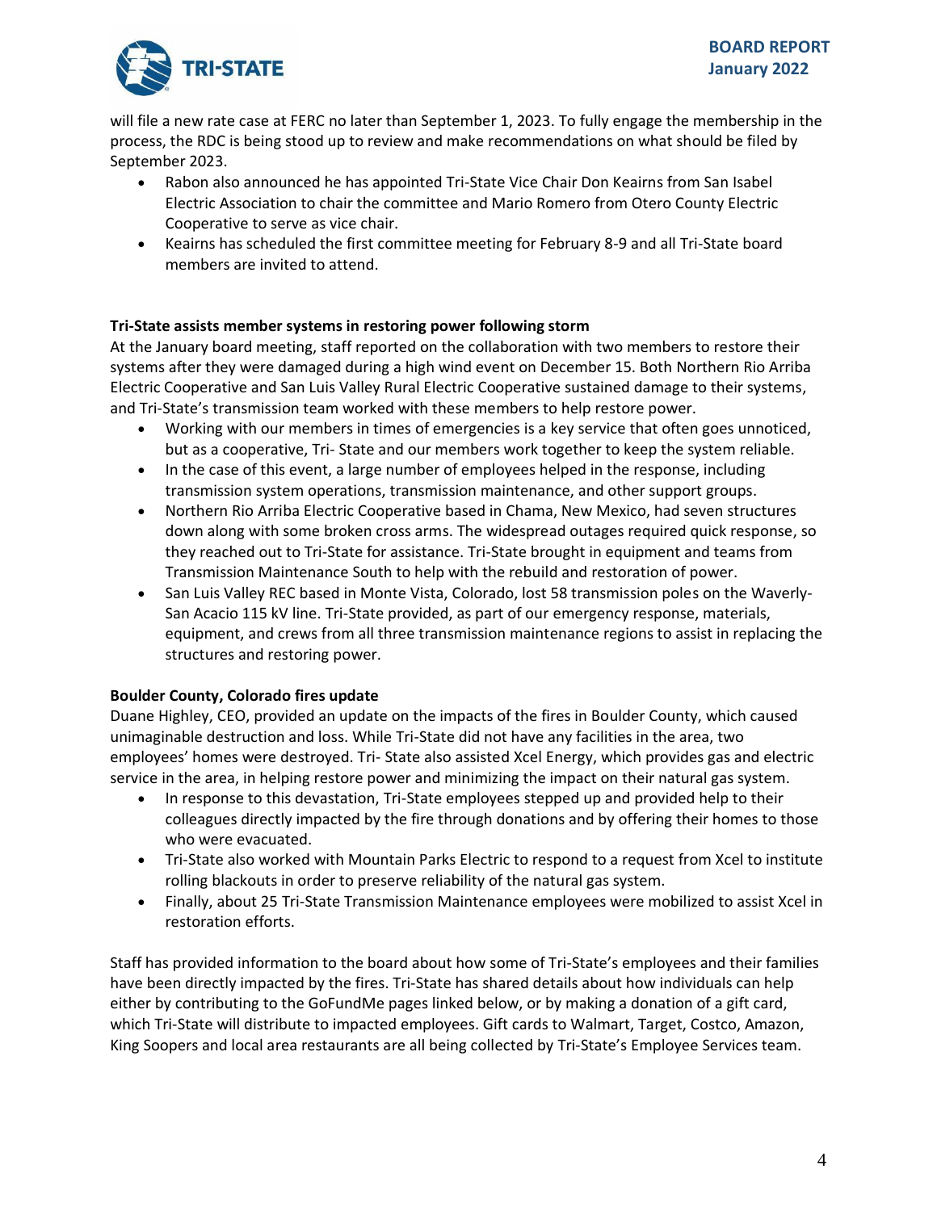will file a new rate case at FERC no later than September 1, 2023. To fully engage the membership in the process, the RDC is being stood up to review and make recommendations on what should be filed by September 2023.

- Rabon also announced he has appointed Tri-State Vice Chair Don Keairns from San Isabel Electric Association to chair the committee and Mario Romero from Otero County Electric Cooperative to serve as vice chair.
- Keairns has scheduled the first committee meeting for February 8-9 and all Tri-State board members are invited to attend.

**Tri-State assists member systems in restoring power following storm**

At the January board meeting, staff reported on the collaboration with two members to restore their systems after they were damaged during a high wind event on December 15. Both Northern Rio Arriba Electric Cooperative and San Luis Valley Rural Electric Cooperative sustained damage to their systems, and Tri-State's transmission team worked with these members to help restore power.

- Working with our members in times of emergencies is a key service that often goes unnoticed, but as a cooperative, Tri- State and our members work together to keep the system reliable.
- In the case of this event, a large number of employees helped in the response, including transmission system operations, transmission maintenance, and other support groups.
- Northern Rio Arriba Electric Cooperative based in Chama, New Mexico, had seven structures down along with some broken cross arms. The widespread outages required quick response, so they reached out to Tri-State for assistance. Tri-State brought in equipment and teams from Transmission Maintenance South to help with the rebuild and restoration of power.
- San Luis Valley REC based in Monte Vista, Colorado, lost 58 transmission poles on the Waverly-San Acacio 115 kV line. Tri-State provided, as part of our emergency response, materials, equipment, and crews from all three transmission maintenance regions to assist in replacing the structures and restoring power.

**Boulder County, Colorado fires update**

Duane Highley, CEO, provided an update on the impacts of the fires in Boulder County, which caused unimaginable destruction and loss. While Tri-State did not have any facilities in the area, two employees' homes were destroyed. Tri- State also assisted Xcel Energy, which provides gas and electric service in the area, in helping restore power and minimizing the impact on their natural gas system.

- In response to this devastation, Tri-State employees stepped up and provided help to their colleagues directly impacted by the fire through donations and by offering their homes to those who were evacuated.
- Tri-State also worked with Mountain Parks Electric to respond to a request from Xcel to institute rolling blackouts in order to preserve reliability of the natural gas system.
- Finally, about 25 Tri-State Transmission Maintenance employees were mobilized to assist Xcel in restoration efforts.

Staff has provided information to the board about how some of Tri-State's employees and their families have been directly impacted by the fires. Tri-State has shared details about how individuals can help either by contributing to the GoFundMe pages linked below, or by making a donation of a gift card, which Tri-State will distribute to impacted employees. Gift cards to Walmart, Target, Costco, Amazon, King Soopers and local area restaurants are all being collected by Tri-State's Employee Services team.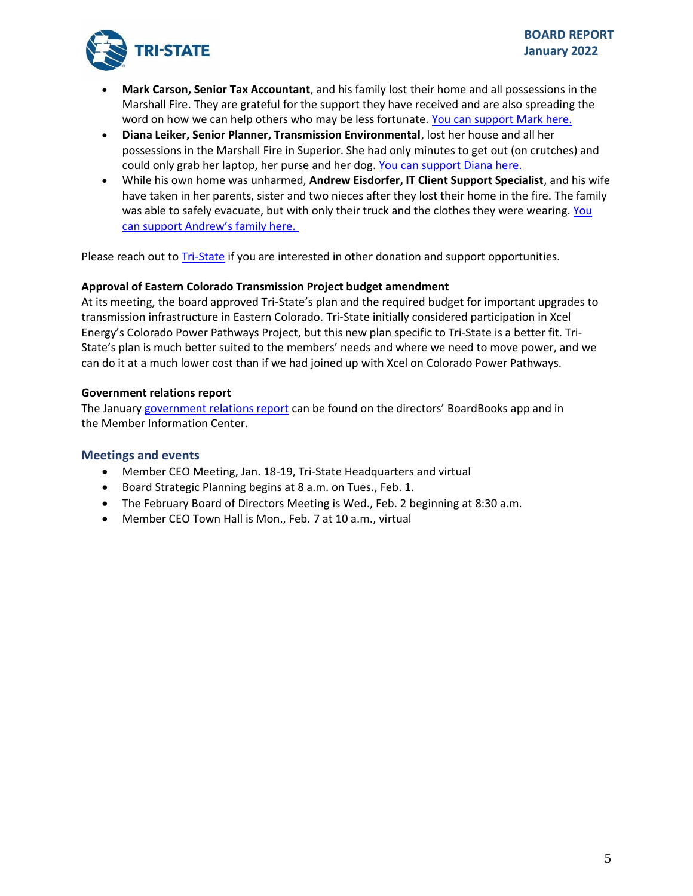- **Mark Carson, Senior Tax Accountant**, and his family lost their home and all possessions in the Marshall Fire. They are grateful for the support they have received and are also spreading the word on how we can help others who may be less fortunate. You can support Mark here.
- **Diana Leiker, Senior Planner, Transmission Environmental**, lost her house and all her possessions in the Marshall Fire in Superior. She had only minutes to get out (on crutches) and could only grab her laptop, her purse and her dog. You can support Diana here.
- While his own home was unharmed, **Andrew Eisdorfer, IT Client Support Specialist**, and his wife have taken in her parents, sister and two nieces after they lost their home in the fire. The family was able to safely evacuate, but with only their truck and the clothes they were wearing. You can support Andrew's family here.

Please reach out to Tri-State if you are interested in other donation and support opportunities.

**Approval of Eastern Colorado Transmission Project budget amendment**

At its meeting, the board approved Tri-State's plan and the required budget for important upgrades to transmission infrastructure in Eastern Colorado. Tri-State initially considered participation in Xcel Energy's Colorado Power Pathways Project, but this new plan specific to Tri-State is a better fit. Tri-State's plan is much better suited to the members' needs and where we need to move power, and we can do it at a much lower cost than if we had joined up with Xcel on Colorado Power Pathways.

**Government relations report**

The January government relations report can be found on the directors' BoardBooks app and in the Member Information Center.

## Meetings and events

- Member CEO Meeting, Jan. 18-19, Tri-State Headquarters and virtual
- Board Strategic Planning begins at 8 a.m. on Tues., Feb. 1.
- The February Board of Directors Meeting is Wed., Feb. 2 beginning at 8:30 a.m.
- Member CEO Town Hall is Mon., Feb. 7 at 10 a.m., virtual